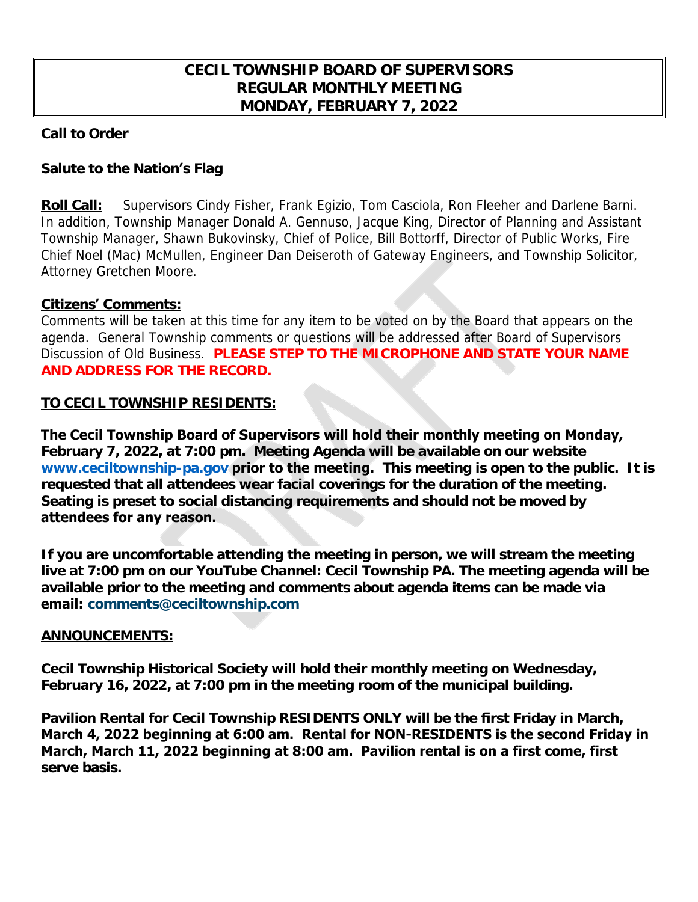# CECIL TOWNSHIP BOARD OF SUPERVISORS
# REGULAR MONTHLY MEETING
# MONDAY, FEBRUARY 7, 2022

**Call to Order**

**Salute to the Nation's Flag**

**Roll Call:** Supervisors Cindy Fisher, Frank Egizio, Tom Casciola, Ron Fleeher and Darlene Barni. In addition, Township Manager Donald A. Gennuso, Jacque King, Director of Planning and Assistant Township Manager, Shawn Bukovinsky, Chief of Police, Bill Bottorff, Director of Public Works, Fire Chief Noel (Mac) McMullen, Engineer Dan Deiseroth of Gateway Engineers, and Township Solicitor, Attorney Gretchen Moore.

**Citizens' Comments:**
Comments will be taken at this time for any item to be voted on by the Board that appears on the agenda. General Township comments or questions will be addressed after Board of Supervisors Discussion of Old Business. **PLEASE STEP TO THE MICROPHONE AND STATE YOUR NAME AND ADDRESS FOR THE RECORD.**

**TO CECIL TOWNSHIP RESIDENTS:**

**The Cecil Township Board of Supervisors will hold their monthly meeting on Monday, February 7, 2022, at 7:00 pm. Meeting Agenda will be available on our website www.ceciltownship-pa.gov prior to the meeting. This meeting is open to the public. It is requested that all attendees wear facial coverings for the duration of the meeting. Seating is preset to social distancing requirements and should not be moved by attendees for any reason.**

**If you are uncomfortable attending the meeting in person, we will stream the meeting live at 7:00 pm on our YouTube Channel: Cecil Township PA. The meeting agenda will be available prior to the meeting and comments about agenda items can be made via email: comments@ceciltownship.com**

**ANNOUNCEMENTS:**

**Cecil Township Historical Society will hold their monthly meeting on Wednesday, February 16, 2022, at 7:00 pm in the meeting room of the municipal building.**

**Pavilion Rental for Cecil Township RESIDENTS ONLY will be the first Friday in March, March 4, 2022 beginning at 6:00 am. Rental for NON-RESIDENTS is the second Friday in March, March 11, 2022 beginning at 8:00 am. Pavilion rental is on a first come, first serve basis.**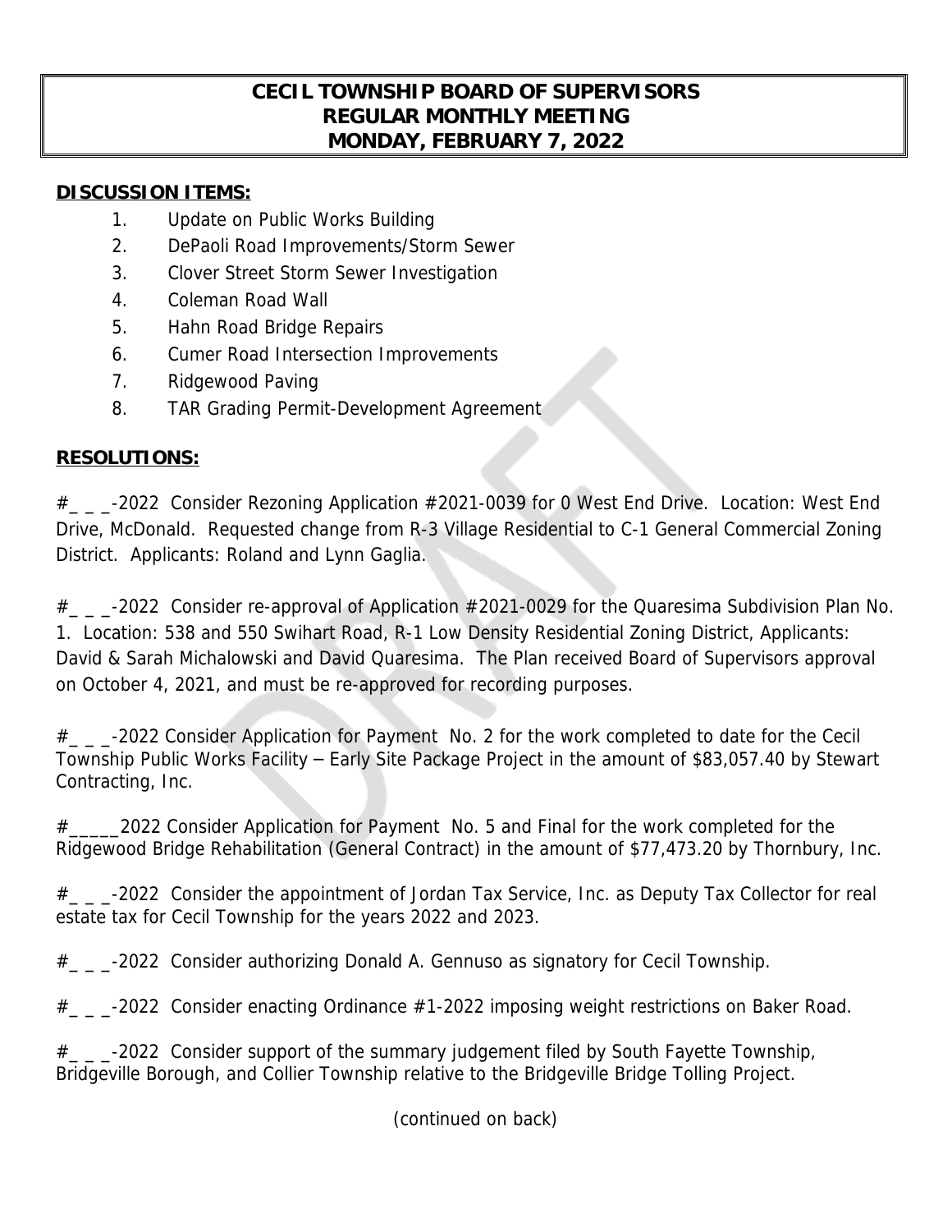**CECIL TOWNSHIP BOARD OF SUPERVISORS**
**REGULAR MONTHLY MEETING**
**MONDAY, FEBRUARY 7, 2022**

## DISCUSSION ITEMS:

1. Update on Public Works Building
2. DePaoli Road Improvements/Storm Sewer
3. Clover Street Storm Sewer Investigation
4. Coleman Road Wall
5. Hahn Road Bridge Repairs
6. Cumer Road Intersection Improvements
7. Ridgewood Paving
8. TAR Grading Permit-Development Agreement

## RESOLUTIONS:

#_ _ _-2022 Consider Rezoning Application #2021-0039 for 0 West End Drive. Location: West End Drive, McDonald. Requested change from R-3 Village Residential to C-1 General Commercial Zoning District. Applicants: Roland and Lynn Gaglia.

#_ _ _-2022 Consider re-approval of Application #2021-0029 for the Quaresima Subdivision Plan No. 1. Location: 538 and 550 Swihart Road, R-1 Low Density Residential Zoning District, Applicants: David & Sarah Michalowski and David Quaresima. The Plan received Board of Supervisors approval on October 4, 2021, and must be re-approved for recording purposes.

#_ _ _-2022 Consider Application for Payment No. 2 for the work completed to date for the Cecil Township Public Works Facility – Early Site Package Project in the amount of $83,057.40 by Stewart Contracting, Inc.

#_____2022 Consider Application for Payment No. 5 and Final for the work completed for the Ridgewood Bridge Rehabilitation (General Contract) in the amount of $77,473.20 by Thornbury, Inc.

#_ _ _-2022 Consider the appointment of Jordan Tax Service, Inc. as Deputy Tax Collector for real estate tax for Cecil Township for the years 2022 and 2023.

#_ _ _-2022 Consider authorizing Donald A. Gennuso as signatory for Cecil Township.

#_ _ _-2022 Consider enacting Ordinance #1-2022 imposing weight restrictions on Baker Road.

#_ _ _-2022 Consider support of the summary judgement filed by South Fayette Township, Bridgeville Borough, and Collier Township relative to the Bridgeville Bridge Tolling Project.

(continued on back)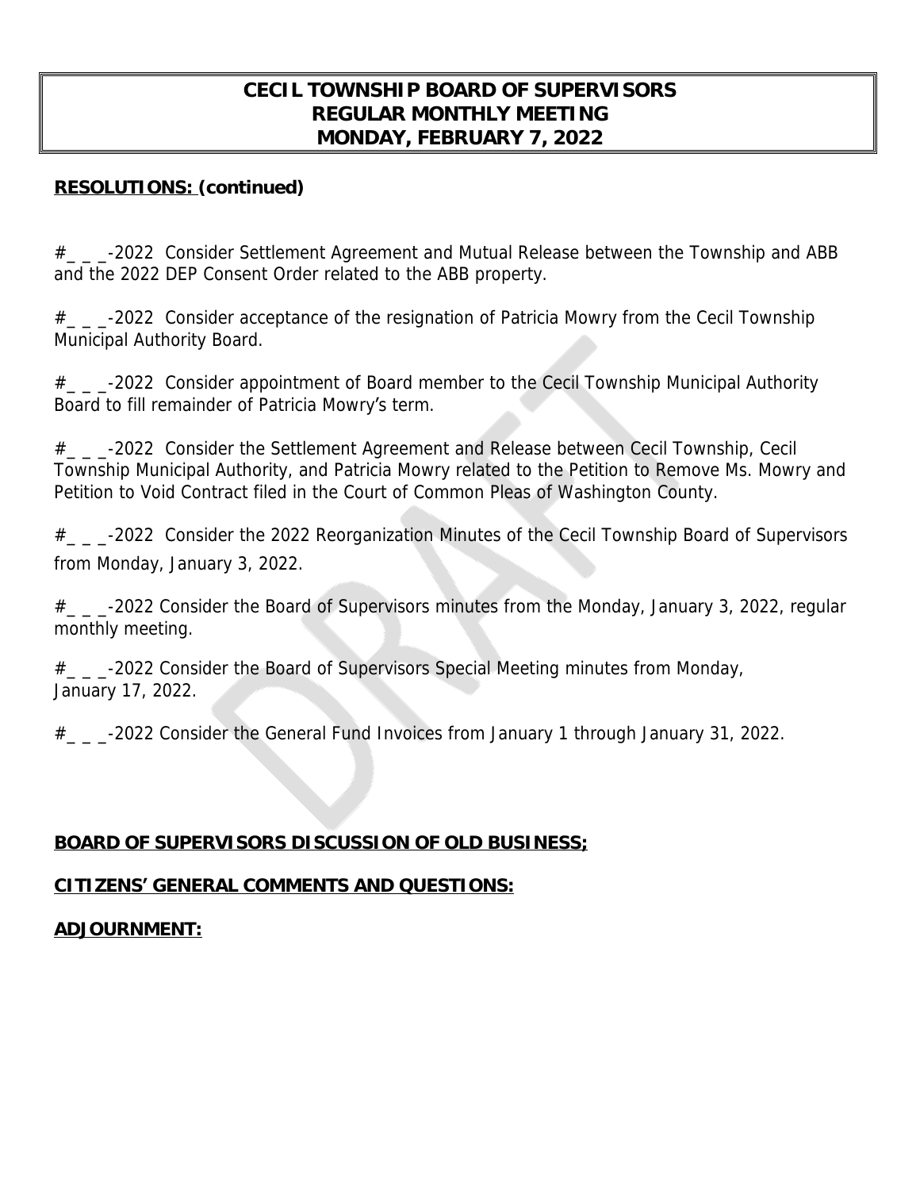# CECIL TOWNSHIP BOARD OF SUPERVISORS
# REGULAR MONTHLY MEETING
# MONDAY, FEBRUARY 7, 2022

**RESOLUTIONS: (continued)**

#_ _ _-2022 Consider Settlement Agreement and Mutual Release between the Township and ABB and the 2022 DEP Consent Order related to the ABB property.

#_ _ _-2022 Consider acceptance of the resignation of Patricia Mowry from the Cecil Township Municipal Authority Board.

#_ _ _-2022 Consider appointment of Board member to the Cecil Township Municipal Authority Board to fill remainder of Patricia Mowry's term.

#_ _ _-2022 Consider the Settlement Agreement and Release between Cecil Township, Cecil Township Municipal Authority, and Patricia Mowry related to the Petition to Remove Ms. Mowry and Petition to Void Contract filed in the Court of Common Pleas of Washington County.

#_ _ _-2022 Consider the 2022 Reorganization Minutes of the Cecil Township Board of Supervisors from Monday, January 3, 2022.

#_ _ _-2022 Consider the Board of Supervisors minutes from the Monday, January 3, 2022, regular monthly meeting.

#_ _ _-2022 Consider the Board of Supervisors Special Meeting minutes from Monday, January 17, 2022.

#_ _ _-2022 Consider the General Fund Invoices from January 1 through January 31, 2022.

**BOARD OF SUPERVISORS DISCUSSION OF OLD BUSINESS;**

**CITIZENS' GENERAL COMMENTS AND QUESTIONS:**

**ADJOURNMENT:**